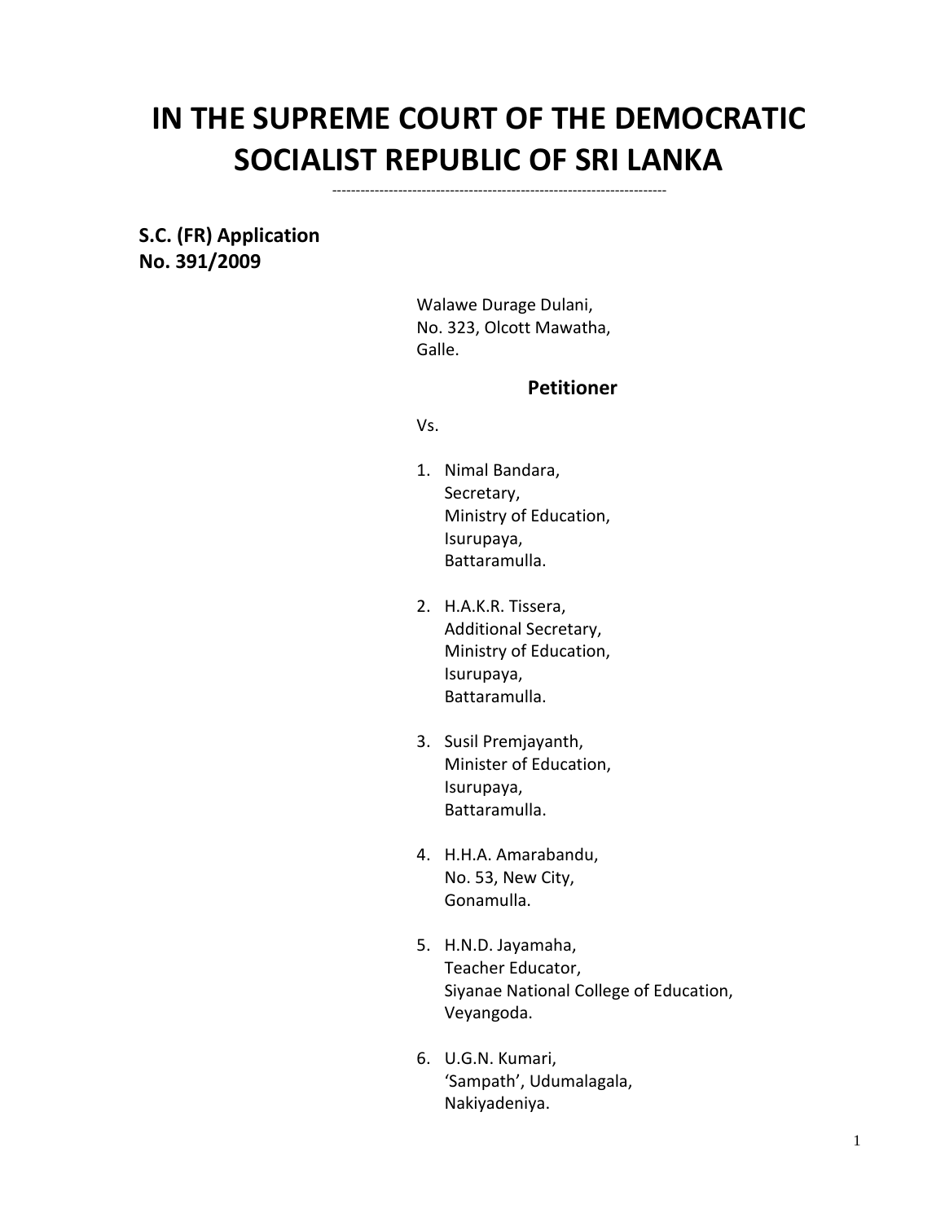# IN THE SUPREME COURT OF THE DEMOCRATIC SOCIALIST REPUBLIC OF SRI LANKA

---

**S.C. (FR) Application No. 391/2009**

Walawe Durage Dulani,
No. 323, Olcott Mawatha,
Galle.

**Petitioner**

Vs.

1. Nimal Bandara,
   Secretary,
   Ministry of Education,
   Isurupaya,
   Battaramulla.

2. H.A.K.R. Tissera,
   Additional Secretary,
   Ministry of Education,
   Isurupaya,
   Battaramulla.

3. Susil Premjayanth,
   Minister of Education,
   Isurupaya,
   Battaramulla.

4. H.H.A. Amarabandu,
   No. 53, New City,
   Gonamulla.

5. H.N.D. Jayamaha,
   Teacher Educator,
   Siyanae National College of Education,
   Veyangoda.

6. U.G.N. Kumari,
   'Sampath', Udumalagala,
   Nakiyadeniya.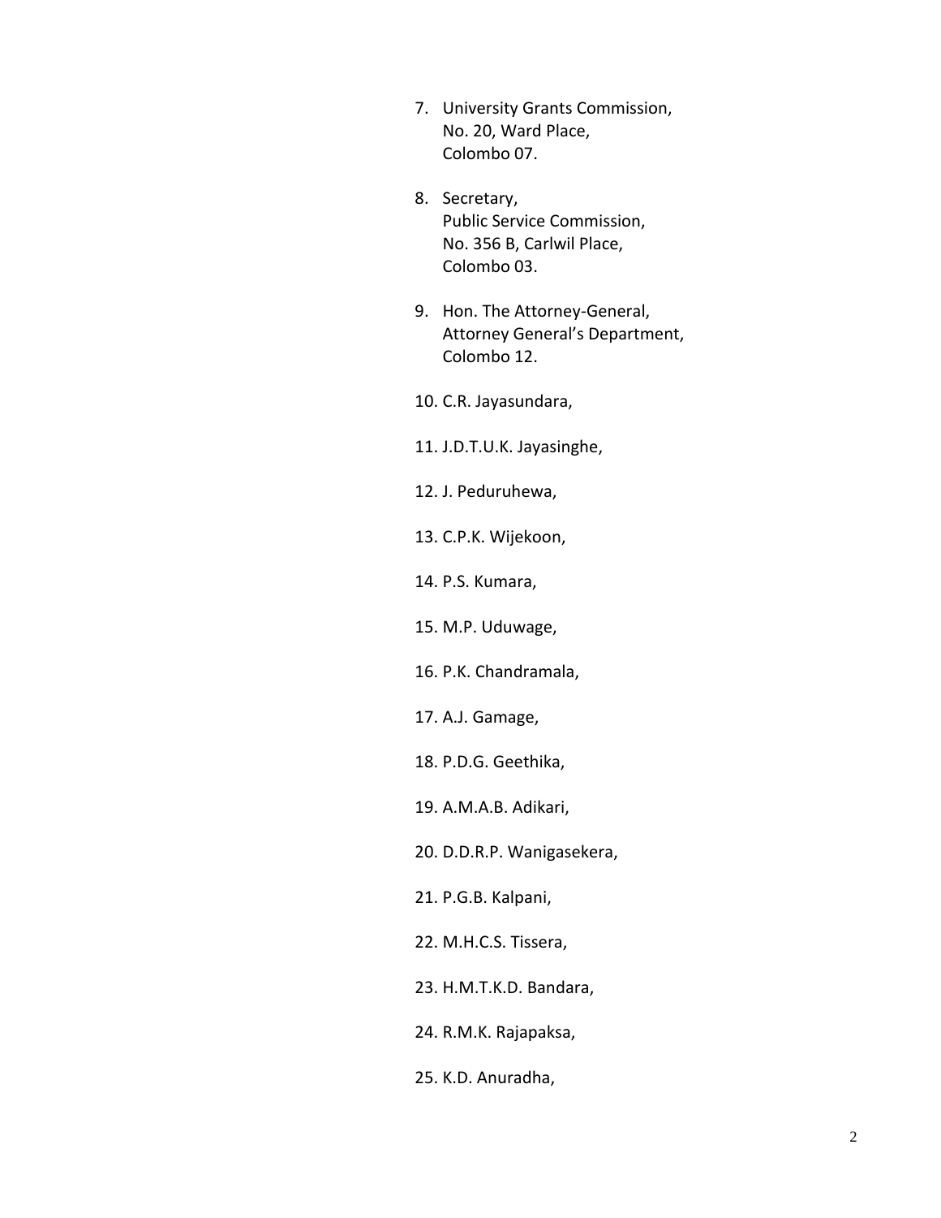7. University Grants Commission,
   No. 20, Ward Place,
   Colombo 07.

8. Secretary,
   Public Service Commission,
   No. 356 B, Carlwil Place,
   Colombo 03.

9. Hon. The Attorney-General,
   Attorney General's Department,
   Colombo 12.

10. C.R. Jayasundara,

11. J.D.T.U.K. Jayasinghe,

12. J. Peduruhewa,

13. C.P.K. Wijekoon,

14. P.S. Kumara,

15. M.P. Uduwage,

16. P.K. Chandramala,

17. A.J. Gamage,

18. P.D.G. Geethika,

19. A.M.A.B. Adikari,

20. D.D.R.P. Wanigasekera,

21. P.G.B. Kalpani,

22. M.H.C.S. Tissera,

23. H.M.T.K.D. Bandara,

24. R.M.K. Rajapaksa,

25. K.D. Anuradha,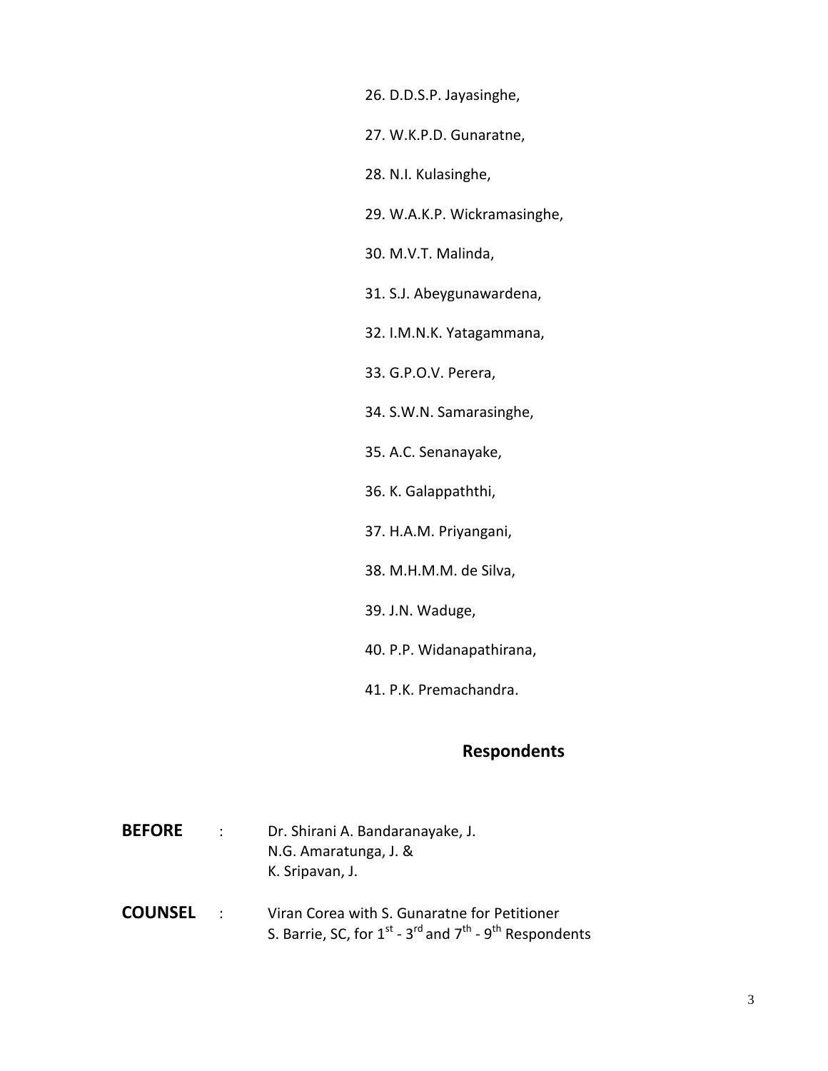26. D.D.S.P. Jayasinghe,

27. W.K.P.D. Gunaratne,

28. N.I. Kulasinghe,

29. W.A.K.P. Wickramasinghe,

30. M.V.T. Malinda,

31. S.J. Abeygunawardena,

32. I.M.N.K. Yatagammana,

33. G.P.O.V. Perera,

34. S.W.N. Samarasinghe,

35. A.C. Senanayake,

36. K. Galappaththi,

37. H.A.M. Priyangani,

38. M.H.M.M. de Silva,

39. J.N. Waduge,

40. P.P. Widanapathirana,

41. P.K. Premachandra.

**Respondents**

**BEFORE** : Dr. Shirani A. Bandaranayake, J.
N.G. Amaratunga, J. &
K. Sripavan, J.

**COUNSEL** : Viran Corea with S. Gunaratne for Petitioner
S. Barrie, SC, for 1st - 3rd and 7th - 9th Respondents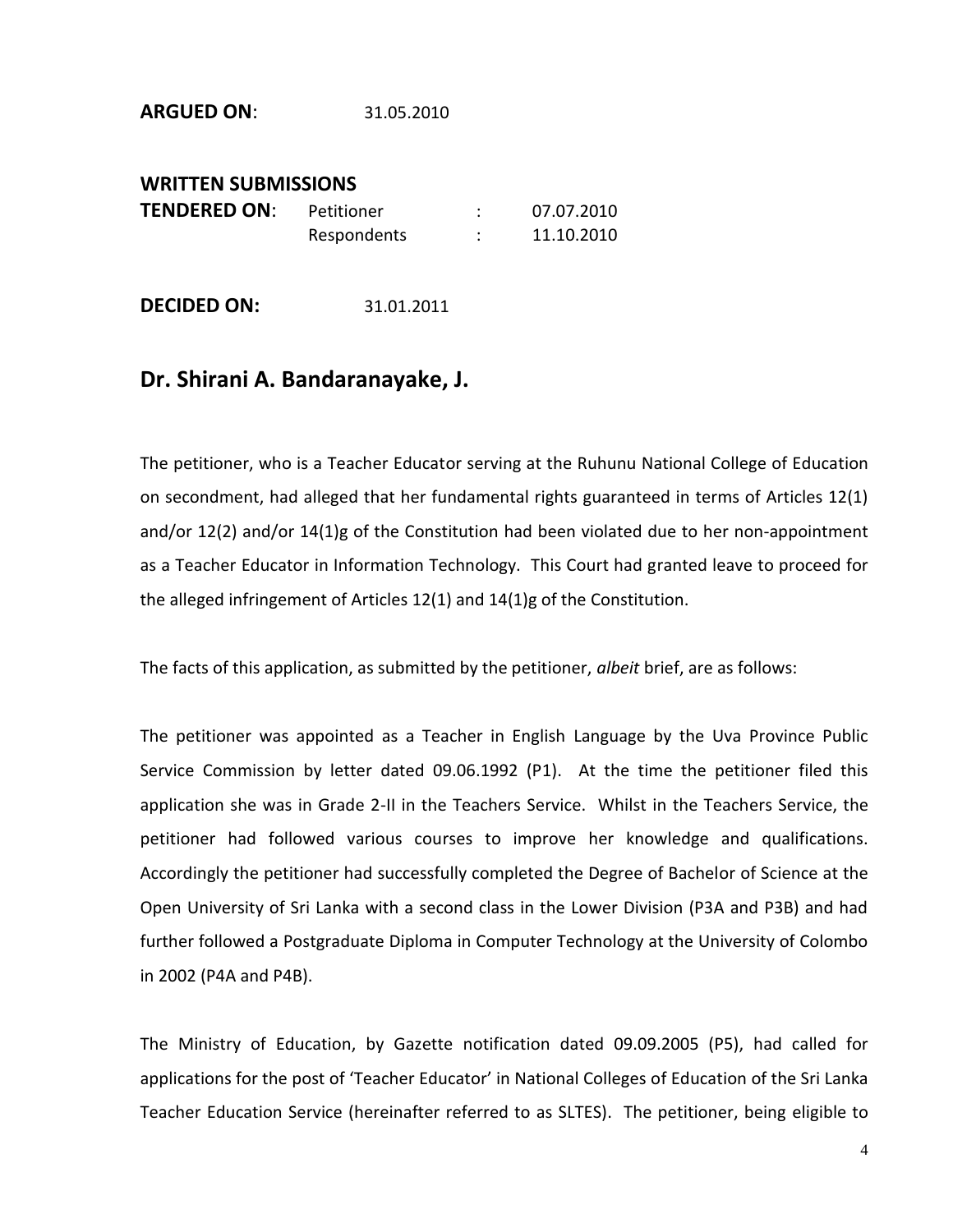**ARGUED ON**: 31.05.2010

**WRITTEN SUBMISSIONS**
**TENDERED ON**: Petitioner : 07.07.2010
Respondents : 11.10.2010

**DECIDED ON:** 31.01.2011

## Dr. Shirani A. Bandaranayake, J.

The petitioner, who is a Teacher Educator serving at the Ruhunu National College of Education on secondment, had alleged that her fundamental rights guaranteed in terms of Articles 12(1) and/or 12(2) and/or 14(1)g of the Constitution had been violated due to her non-appointment as a Teacher Educator in Information Technology. This Court had granted leave to proceed for the alleged infringement of Articles 12(1) and 14(1)g of the Constitution.

The facts of this application, as submitted by the petitioner, *albeit* brief, are as follows:

The petitioner was appointed as a Teacher in English Language by the Uva Province Public Service Commission by letter dated 09.06.1992 (P1). At the time the petitioner filed this application she was in Grade 2-II in the Teachers Service. Whilst in the Teachers Service, the petitioner had followed various courses to improve her knowledge and qualifications. Accordingly the petitioner had successfully completed the Degree of Bachelor of Science at the Open University of Sri Lanka with a second class in the Lower Division (P3A and P3B) and had further followed a Postgraduate Diploma in Computer Technology at the University of Colombo in 2002 (P4A and P4B).

The Ministry of Education, by Gazette notification dated 09.09.2005 (P5), had called for applications for the post of 'Teacher Educator' in National Colleges of Education of the Sri Lanka Teacher Education Service (hereinafter referred to as SLTES). The petitioner, being eligible to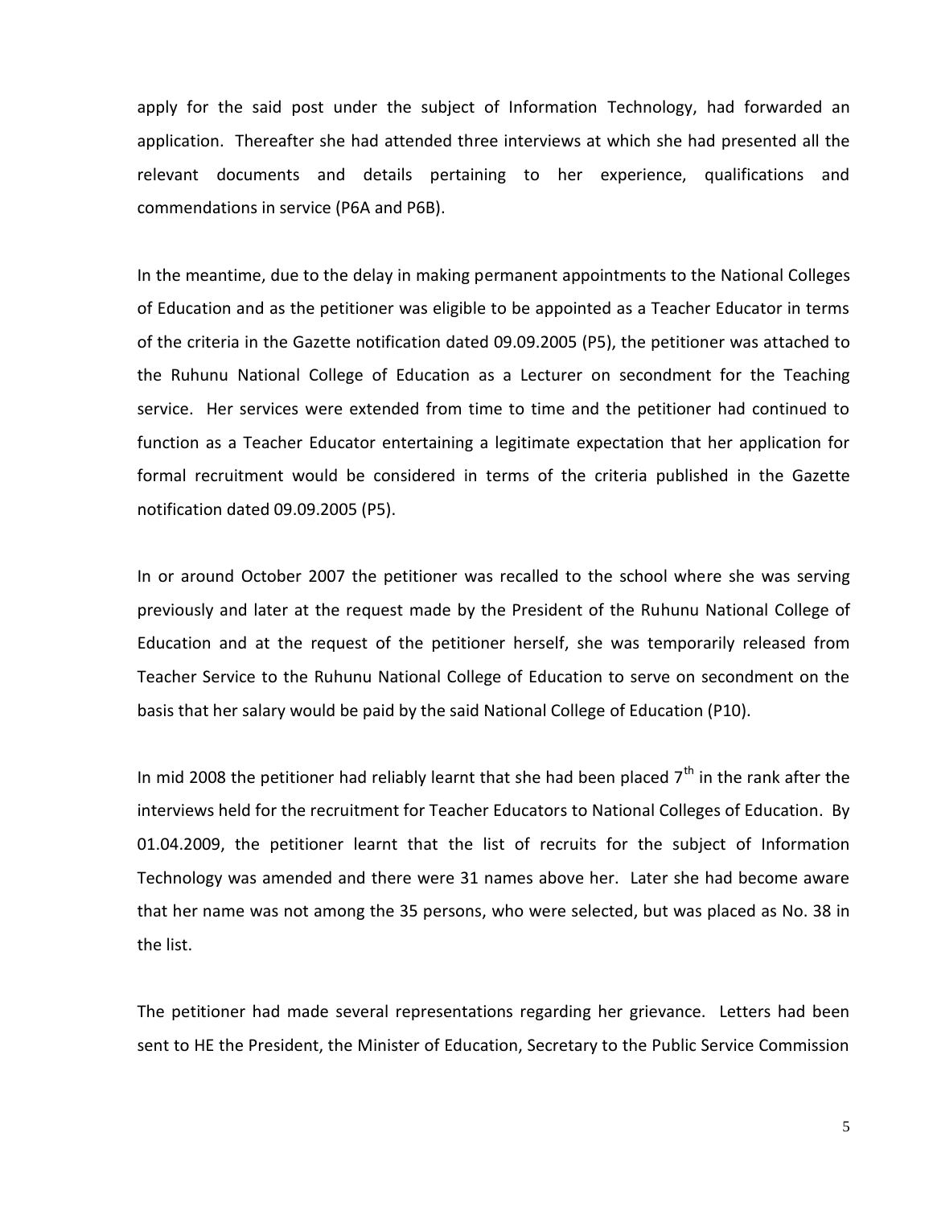apply for the said post under the subject of Information Technology, had forwarded an application. Thereafter she had attended three interviews at which she had presented all the relevant documents and details pertaining to her experience, qualifications and commendations in service (P6A and P6B).

In the meantime, due to the delay in making permanent appointments to the National Colleges of Education and as the petitioner was eligible to be appointed as a Teacher Educator in terms of the criteria in the Gazette notification dated 09.09.2005 (P5), the petitioner was attached to the Ruhunu National College of Education as a Lecturer on secondment for the Teaching service. Her services were extended from time to time and the petitioner had continued to function as a Teacher Educator entertaining a legitimate expectation that her application for formal recruitment would be considered in terms of the criteria published in the Gazette notification dated 09.09.2005 (P5).

In or around October 2007 the petitioner was recalled to the school where she was serving previously and later at the request made by the President of the Ruhunu National College of Education and at the request of the petitioner herself, she was temporarily released from Teacher Service to the Ruhunu National College of Education to serve on secondment on the basis that her salary would be paid by the said National College of Education (P10).

In mid 2008 the petitioner had reliably learnt that she had been placed 7th in the rank after the interviews held for the recruitment for Teacher Educators to National Colleges of Education. By 01.04.2009, the petitioner learnt that the list of recruits for the subject of Information Technology was amended and there were 31 names above her. Later she had become aware that her name was not among the 35 persons, who were selected, but was placed as No. 38 in the list.

The petitioner had made several representations regarding her grievance. Letters had been sent to HE the President, the Minister of Education, Secretary to the Public Service Commission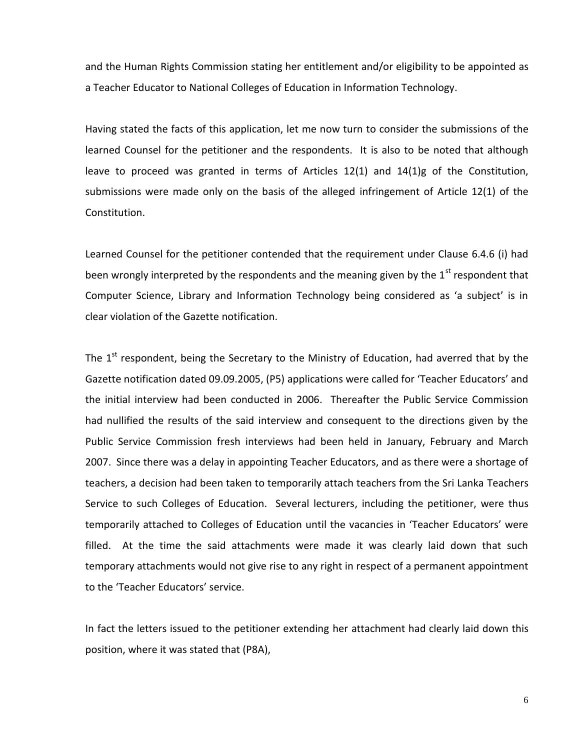and the Human Rights Commission stating her entitlement and/or eligibility to be appointed as a Teacher Educator to National Colleges of Education in Information Technology.

Having stated the facts of this application, let me now turn to consider the submissions of the learned Counsel for the petitioner and the respondents. It is also to be noted that although leave to proceed was granted in terms of Articles 12(1) and 14(1)g of the Constitution, submissions were made only on the basis of the alleged infringement of Article 12(1) of the Constitution.

Learned Counsel for the petitioner contended that the requirement under Clause 6.4.6 (i) had been wrongly interpreted by the respondents and the meaning given by the 1st respondent that Computer Science, Library and Information Technology being considered as 'a subject' is in clear violation of the Gazette notification.

The 1st respondent, being the Secretary to the Ministry of Education, had averred that by the Gazette notification dated 09.09.2005, (P5) applications were called for 'Teacher Educators' and the initial interview had been conducted in 2006. Thereafter the Public Service Commission had nullified the results of the said interview and consequent to the directions given by the Public Service Commission fresh interviews had been held in January, February and March 2007. Since there was a delay in appointing Teacher Educators, and as there were a shortage of teachers, a decision had been taken to temporarily attach teachers from the Sri Lanka Teachers Service to such Colleges of Education. Several lecturers, including the petitioner, were thus temporarily attached to Colleges of Education until the vacancies in 'Teacher Educators' were filled. At the time the said attachments were made it was clearly laid down that such temporary attachments would not give rise to any right in respect of a permanent appointment to the 'Teacher Educators' service.

In fact the letters issued to the petitioner extending her attachment had clearly laid down this position, where it was stated that (P8A),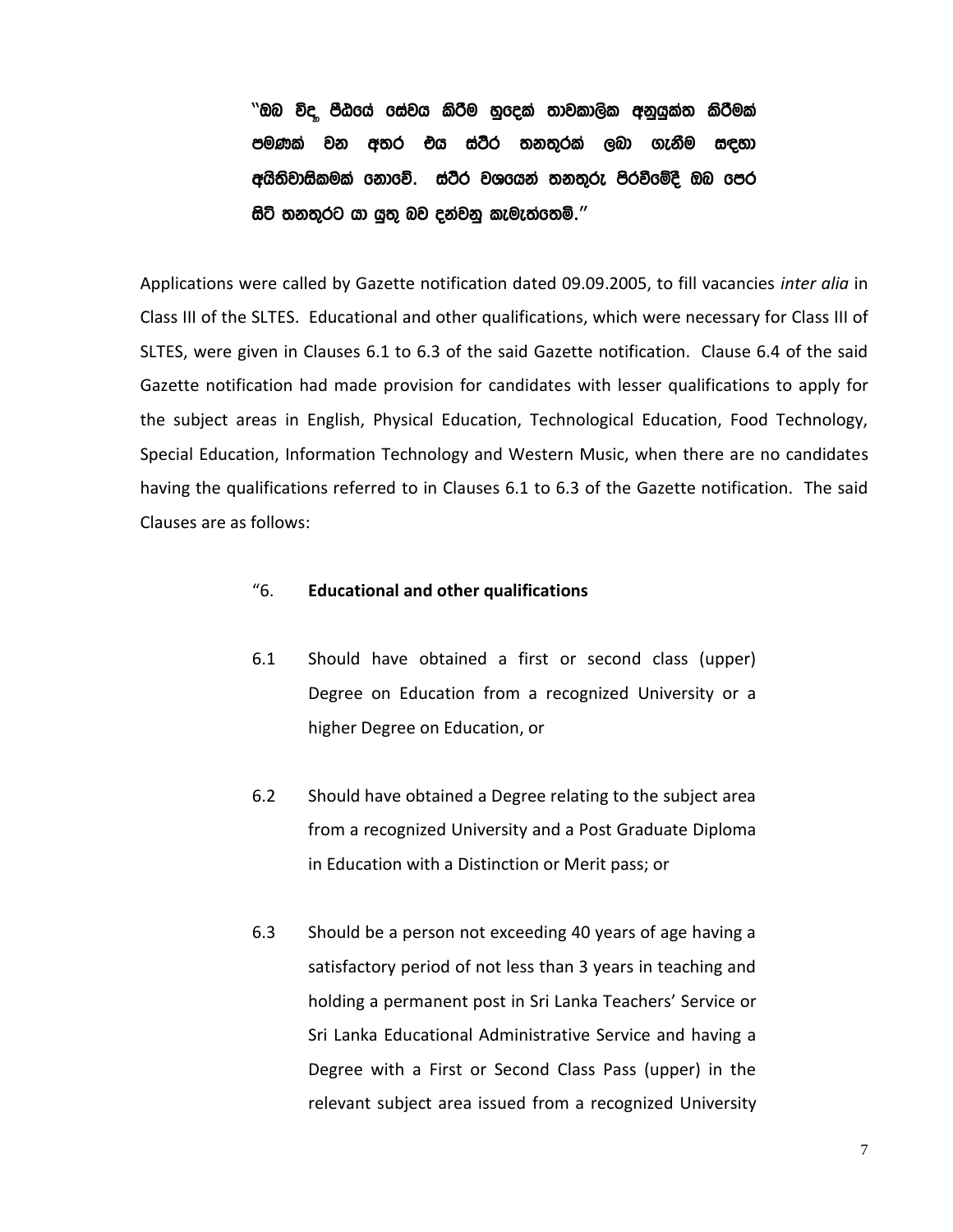**"ඔබ විද්‍යා පීඨයේ සේවය කිරීම හුදෙක් තාවකාලික අනුයුක්ත කිරීමක් පමණක් වන අතර එය ස්ථිර තනතුරක් ලබා ගැනීම සඳහා අයිතිවාසිකමක් නොවේ. ස්ථිර වශයෙන් තනතුරු පිරවීමේදී ඔබ පෙර සිටි තනතුරට යා යුතු බව දන්වනු කැමැත්තෙමි."**

Applications were called by Gazette notification dated 09.09.2005, to fill vacancies *inter alia* in Class III of the SLTES. Educational and other qualifications, which were necessary for Class III of SLTES, were given in Clauses 6.1 to 6.3 of the said Gazette notification. Clause 6.4 of the said Gazette notification had made provision for candidates with lesser qualifications to apply for the subject areas in English, Physical Education, Technological Education, Food Technology, Special Education, Information Technology and Western Music, when there are no candidates having the qualifications referred to in Clauses 6.1 to 6.3 of the Gazette notification. The said Clauses are as follows:

"6. **Educational and other qualifications**

6.1 Should have obtained a first or second class (upper) Degree on Education from a recognized University or a higher Degree on Education, or

6.2 Should have obtained a Degree relating to the subject area from a recognized University and a Post Graduate Diploma in Education with a Distinction or Merit pass; or

6.3 Should be a person not exceeding 40 years of age having a satisfactory period of not less than 3 years in teaching and holding a permanent post in Sri Lanka Teachers' Service or Sri Lanka Educational Administrative Service and having a Degree with a First or Second Class Pass (upper) in the relevant subject area issued from a recognized University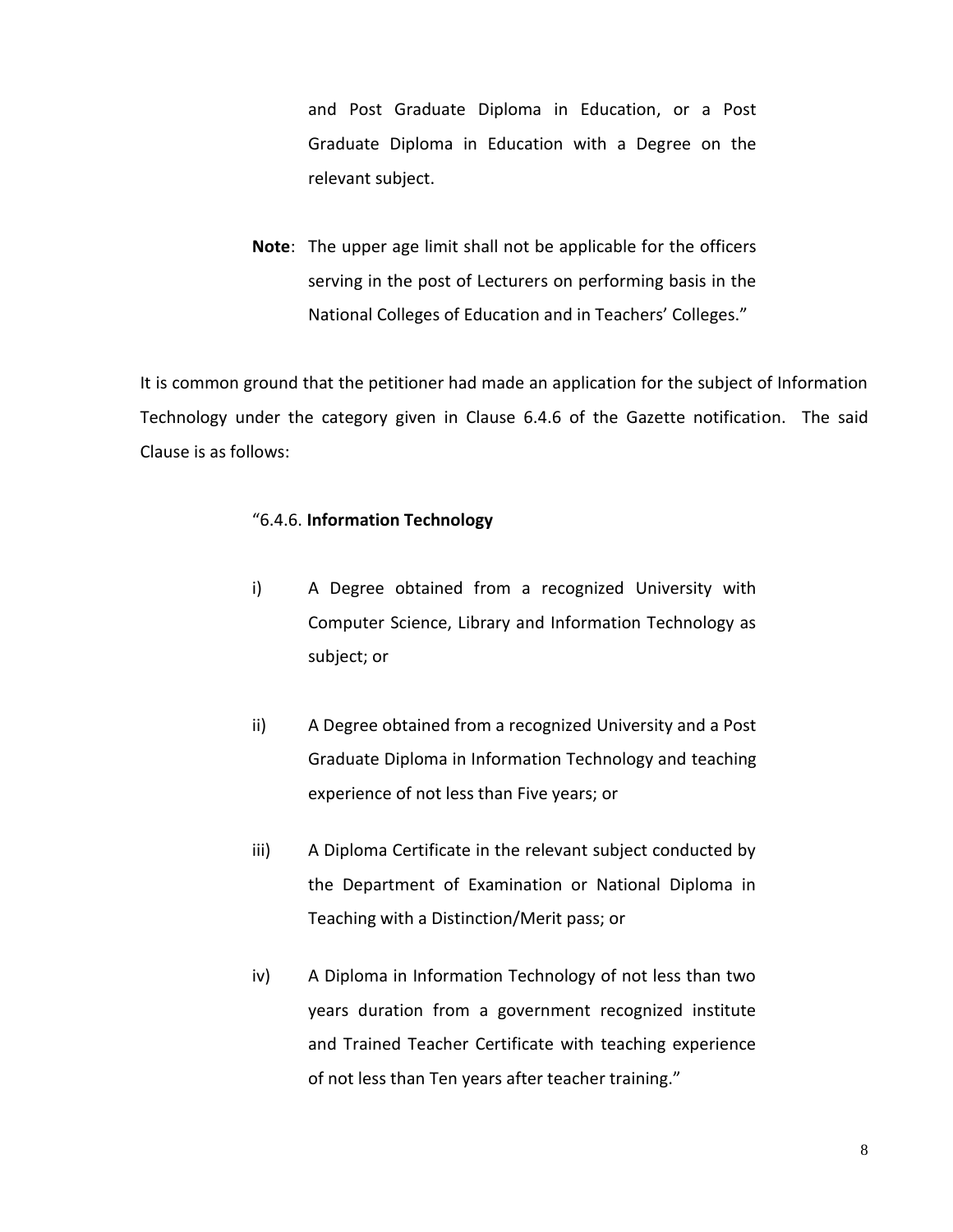and Post Graduate Diploma in Education, or a Post Graduate Diploma in Education with a Degree on the relevant subject.

**Note**: The upper age limit shall not be applicable for the officers serving in the post of Lecturers on performing basis in the National Colleges of Education and in Teachers' Colleges."

It is common ground that the petitioner had made an application for the subject of Information Technology under the category given in Clause 6.4.6 of the Gazette notification. The said Clause is as follows:

"6.4.6. **Information Technology**

i) A Degree obtained from a recognized University with Computer Science, Library and Information Technology as subject; or

ii) A Degree obtained from a recognized University and a Post Graduate Diploma in Information Technology and teaching experience of not less than Five years; or

iii) A Diploma Certificate in the relevant subject conducted by the Department of Examination or National Diploma in Teaching with a Distinction/Merit pass; or

iv) A Diploma in Information Technology of not less than two years duration from a government recognized institute and Trained Teacher Certificate with teaching experience of not less than Ten years after teacher training."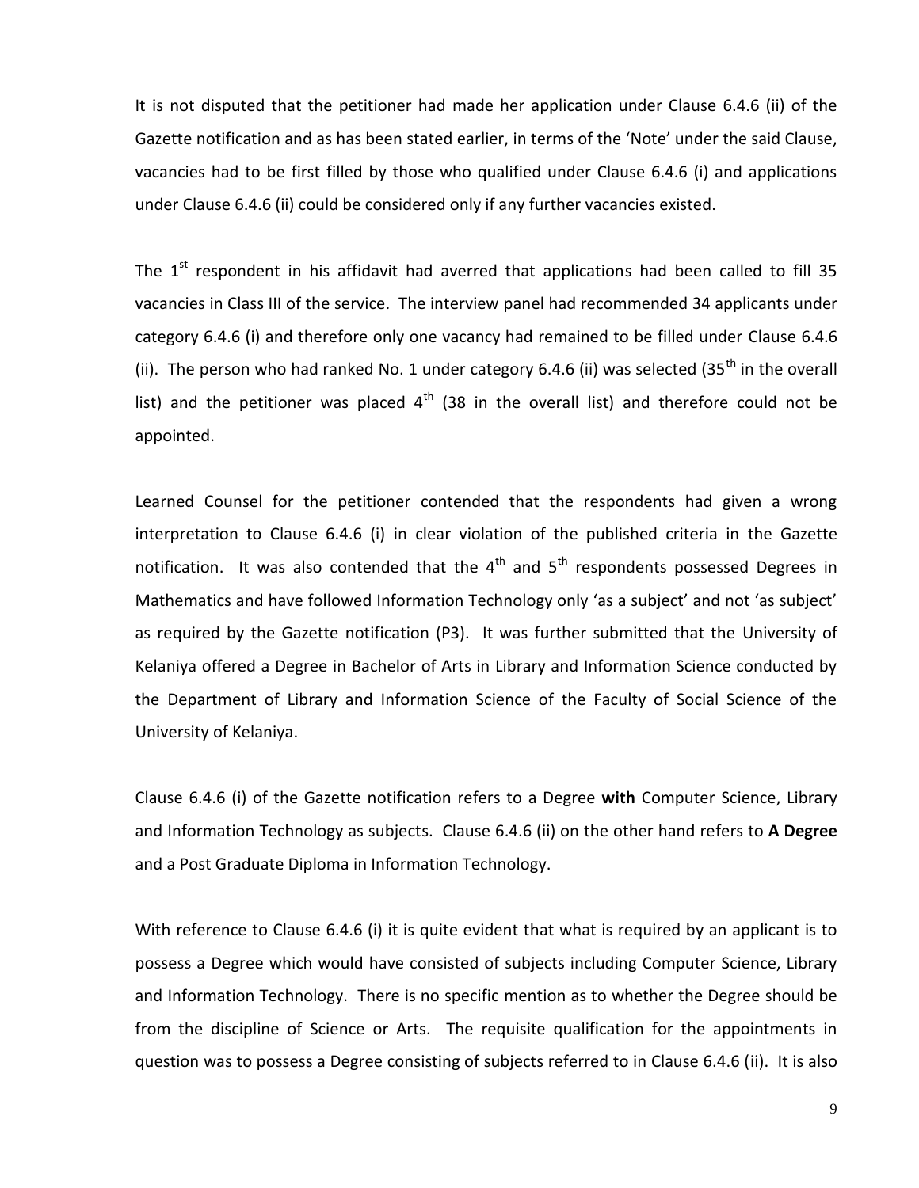It is not disputed that the petitioner had made her application under Clause 6.4.6 (ii) of the Gazette notification and as has been stated earlier, in terms of the 'Note' under the said Clause, vacancies had to be first filled by those who qualified under Clause 6.4.6 (i) and applications under Clause 6.4.6 (ii) could be considered only if any further vacancies existed.

The 1st respondent in his affidavit had averred that applications had been called to fill 35 vacancies in Class III of the service. The interview panel had recommended 34 applicants under category 6.4.6 (i) and therefore only one vacancy had remained to be filled under Clause 6.4.6 (ii). The person who had ranked No. 1 under category 6.4.6 (ii) was selected (35th in the overall list) and the petitioner was placed 4th (38 in the overall list) and therefore could not be appointed.

Learned Counsel for the petitioner contended that the respondents had given a wrong interpretation to Clause 6.4.6 (i) in clear violation of the published criteria in the Gazette notification. It was also contended that the 4th and 5th respondents possessed Degrees in Mathematics and have followed Information Technology only 'as a subject' and not 'as subject' as required by the Gazette notification (P3). It was further submitted that the University of Kelaniya offered a Degree in Bachelor of Arts in Library and Information Science conducted by the Department of Library and Information Science of the Faculty of Social Science of the University of Kelaniya.

Clause 6.4.6 (i) of the Gazette notification refers to a Degree **with** Computer Science, Library and Information Technology as subjects. Clause 6.4.6 (ii) on the other hand refers to **A Degree** and a Post Graduate Diploma in Information Technology.

With reference to Clause 6.4.6 (i) it is quite evident that what is required by an applicant is to possess a Degree which would have consisted of subjects including Computer Science, Library and Information Technology. There is no specific mention as to whether the Degree should be from the discipline of Science or Arts. The requisite qualification for the appointments in question was to possess a Degree consisting of subjects referred to in Clause 6.4.6 (ii). It is also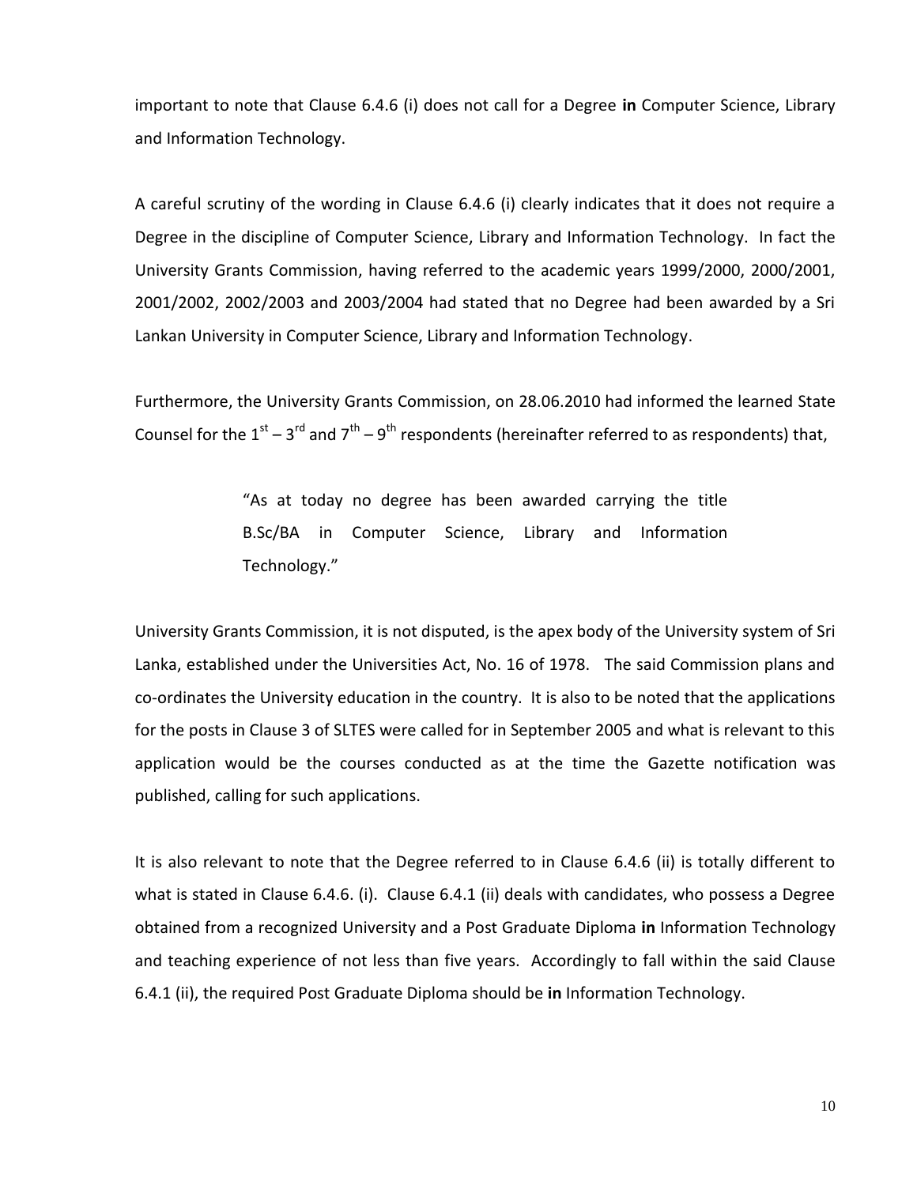important to note that Clause 6.4.6 (i) does not call for a Degree **in** Computer Science, Library and Information Technology.

A careful scrutiny of the wording in Clause 6.4.6 (i) clearly indicates that it does not require a Degree in the discipline of Computer Science, Library and Information Technology. In fact the University Grants Commission, having referred to the academic years 1999/2000, 2000/2001, 2001/2002, 2002/2003 and 2003/2004 had stated that no Degree had been awarded by a Sri Lankan University in Computer Science, Library and Information Technology.

Furthermore, the University Grants Commission, on 28.06.2010 had informed the learned State Counsel for the 1st – 3rd and 7th – 9th respondents (hereinafter referred to as respondents) that,

> "As at today no degree has been awarded carrying the title B.Sc/BA in Computer Science, Library and Information Technology."

University Grants Commission, it is not disputed, is the apex body of the University system of Sri Lanka, established under the Universities Act, No. 16 of 1978. The said Commission plans and co-ordinates the University education in the country. It is also to be noted that the applications for the posts in Clause 3 of SLTES were called for in September 2005 and what is relevant to this application would be the courses conducted as at the time the Gazette notification was published, calling for such applications.

It is also relevant to note that the Degree referred to in Clause 6.4.6 (ii) is totally different to what is stated in Clause 6.4.6. (i). Clause 6.4.1 (ii) deals with candidates, who possess a Degree obtained from a recognized University and a Post Graduate Diploma **in** Information Technology and teaching experience of not less than five years. Accordingly to fall within the said Clause 6.4.1 (ii), the required Post Graduate Diploma should be **in** Information Technology.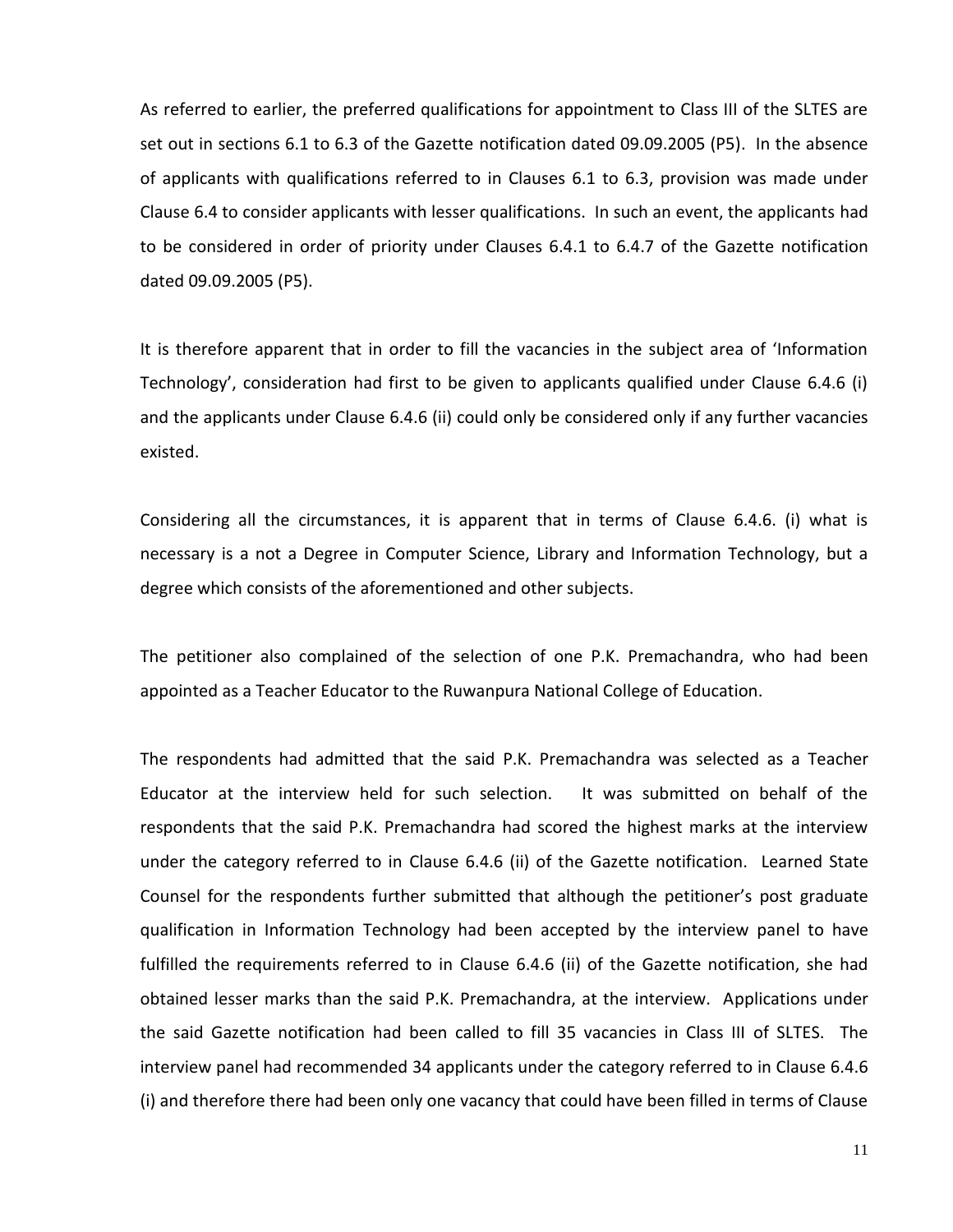As referred to earlier, the preferred qualifications for appointment to Class III of the SLTES are set out in sections 6.1 to 6.3 of the Gazette notification dated 09.09.2005 (P5). In the absence of applicants with qualifications referred to in Clauses 6.1 to 6.3, provision was made under Clause 6.4 to consider applicants with lesser qualifications. In such an event, the applicants had to be considered in order of priority under Clauses 6.4.1 to 6.4.7 of the Gazette notification dated 09.09.2005 (P5).

It is therefore apparent that in order to fill the vacancies in the subject area of 'Information Technology', consideration had first to be given to applicants qualified under Clause 6.4.6 (i) and the applicants under Clause 6.4.6 (ii) could only be considered only if any further vacancies existed.

Considering all the circumstances, it is apparent that in terms of Clause 6.4.6. (i) what is necessary is a not a Degree in Computer Science, Library and Information Technology, but a degree which consists of the aforementioned and other subjects.

The petitioner also complained of the selection of one P.K. Premachandra, who had been appointed as a Teacher Educator to the Ruwanpura National College of Education.

The respondents had admitted that the said P.K. Premachandra was selected as a Teacher Educator at the interview held for such selection. It was submitted on behalf of the respondents that the said P.K. Premachandra had scored the highest marks at the interview under the category referred to in Clause 6.4.6 (ii) of the Gazette notification. Learned State Counsel for the respondents further submitted that although the petitioner's post graduate qualification in Information Technology had been accepted by the interview panel to have fulfilled the requirements referred to in Clause 6.4.6 (ii) of the Gazette notification, she had obtained lesser marks than the said P.K. Premachandra, at the interview. Applications under the said Gazette notification had been called to fill 35 vacancies in Class III of SLTES. The interview panel had recommended 34 applicants under the category referred to in Clause 6.4.6 (i) and therefore there had been only one vacancy that could have been filled in terms of Clause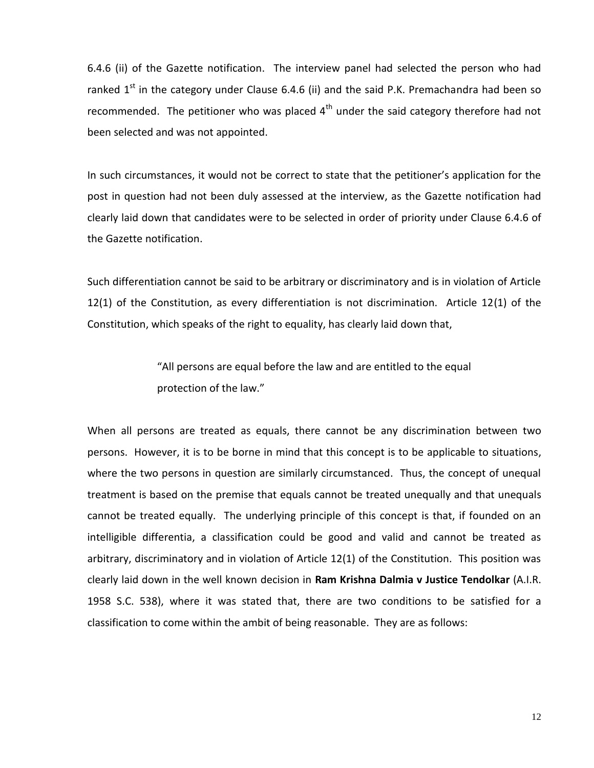6.4.6 (ii) of the Gazette notification. The interview panel had selected the person who had ranked 1st in the category under Clause 6.4.6 (ii) and the said P.K. Premachandra had been so recommended. The petitioner who was placed 4th under the said category therefore had not been selected and was not appointed.

In such circumstances, it would not be correct to state that the petitioner's application for the post in question had not been duly assessed at the interview, as the Gazette notification had clearly laid down that candidates were to be selected in order of priority under Clause 6.4.6 of the Gazette notification.

Such differentiation cannot be said to be arbitrary or discriminatory and is in violation of Article 12(1) of the Constitution, as every differentiation is not discrimination. Article 12(1) of the Constitution, which speaks of the right to equality, has clearly laid down that,

> "All persons are equal before the law and are entitled to the equal protection of the law."

When all persons are treated as equals, there cannot be any discrimination between two persons. However, it is to be borne in mind that this concept is to be applicable to situations, where the two persons in question are similarly circumstanced. Thus, the concept of unequal treatment is based on the premise that equals cannot be treated unequally and that unequals cannot be treated equally. The underlying principle of this concept is that, if founded on an intelligible differentia, a classification could be good and valid and cannot be treated as arbitrary, discriminatory and in violation of Article 12(1) of the Constitution. This position was clearly laid down in the well known decision in **Ram Krishna Dalmia v Justice Tendolkar** (A.I.R. 1958 S.C. 538), where it was stated that, there are two conditions to be satisfied for a classification to come within the ambit of being reasonable. They are as follows: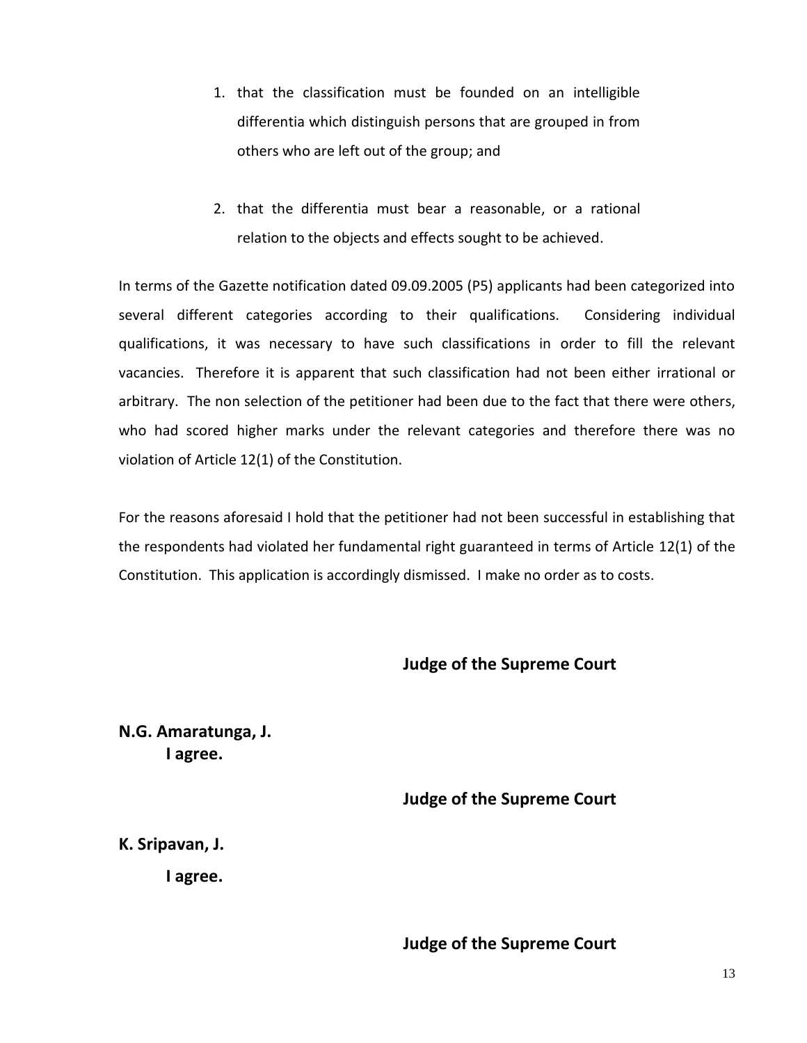1. that the classification must be founded on an intelligible differentia which distinguish persons that are grouped in from others who are left out of the group; and

2. that the differentia must bear a reasonable, or a rational relation to the objects and effects sought to be achieved.

In terms of the Gazette notification dated 09.09.2005 (P5) applicants had been categorized into several different categories according to their qualifications. Considering individual qualifications, it was necessary to have such classifications in order to fill the relevant vacancies. Therefore it is apparent that such classification had not been either irrational or arbitrary. The non selection of the petitioner had been due to the fact that there were others, who had scored higher marks under the relevant categories and therefore there was no violation of Article 12(1) of the Constitution.

For the reasons aforesaid I hold that the petitioner had not been successful in establishing that the respondents had violated her fundamental right guaranteed in terms of Article 12(1) of the Constitution. This application is accordingly dismissed. I make no order as to costs.

**Judge of the Supreme Court**

**N.G. Amaratunga, J.**

**I agree.**

**Judge of the Supreme Court**

**K. Sripavan, J.**

**I agree.**

**Judge of the Supreme Court**